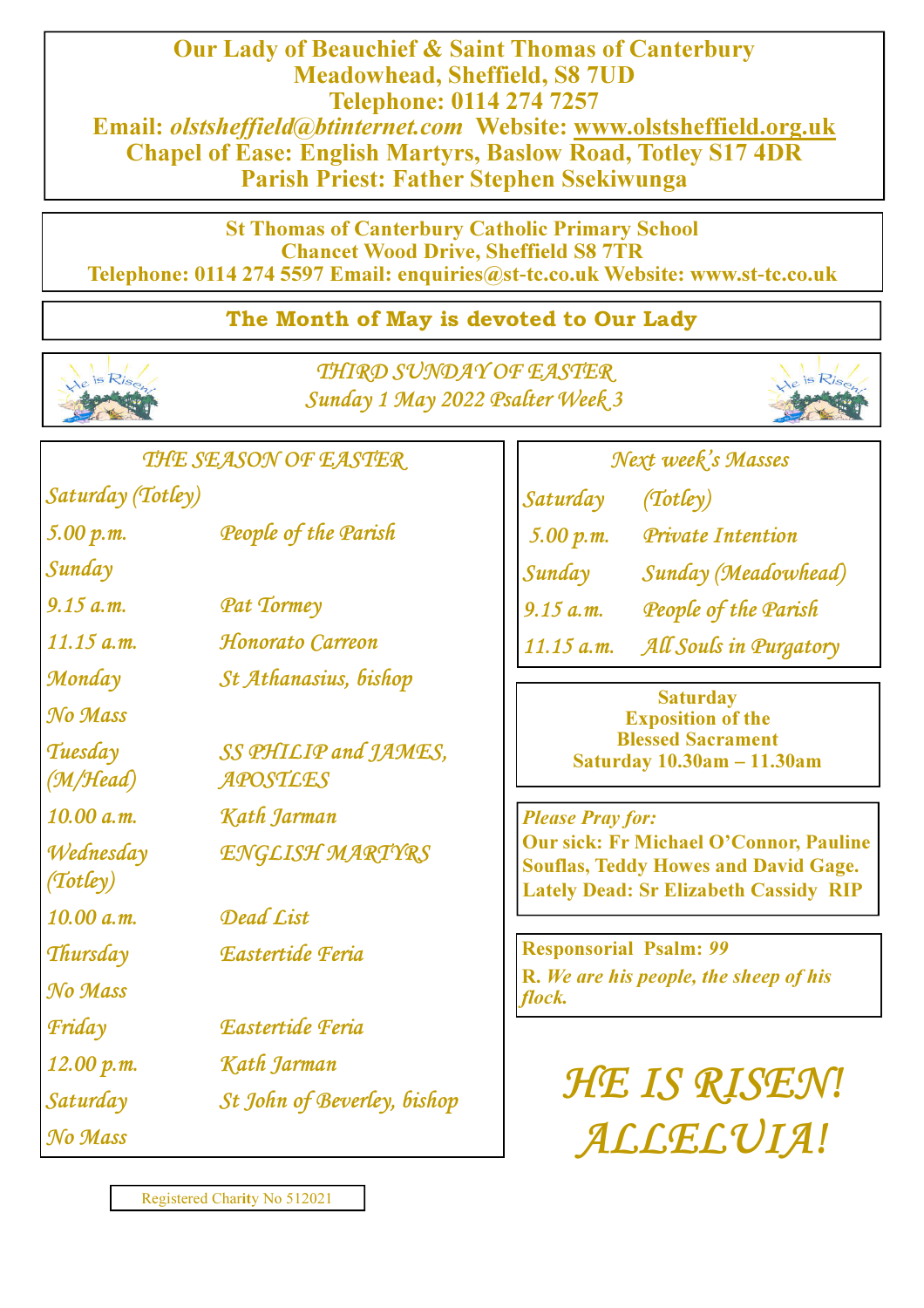**Our Lady of Beauchief & Saint Thomas of Canterbury**
**Meadowhead, Sheffield, S8 7UD**
**Telephone: 0114 274 7257**
**Email: *olstsheffield@btinternet.com* Website: www.olstsheffield.org.uk**
**Chapel of Ease: English Martyrs, Baslow Road, Totley S17 4DR**
**Parish Priest: Father Stephen Ssekiwunga**

**St Thomas of Canterbury Catholic Primary School**
**Chancet Wood Drive, Sheffield S8 7TR**
**Telephone: 0114 274 5597 Email: enquiries@st-tc.co.uk Website: www.st-tc.co.uk**

**The Month of May is devoted to Our Lady**

## *THIRD SUNDAY OF EASTER*
*Sunday 1 May 2022 Psalter Week 3*

### *THE SEASON OF EASTER*

| | |
|---|---|
| *Saturday (Totley)* | |
| *5.00 p.m.* | *People of the Parish* |
| *Sunday* | |
| *9.15 a.m.* | *Pat Tormey* |
| *11.15 a.m.* | *Honorato Carreon* |
| *Monday* | *St Athanasius, bishop* |
| *No Mass* | |
| *Tuesday (M/Head)* | *SS PHILIP and JAMES, APOSTLES* |
| *10.00 a.m.* | *Kath Jarman* |
| *Wednesday (Totley)* | *ENGLISH MARTYRS* |
| *10.00 a.m.* | *Dead List* |
| *Thursday* | *Eastertide Feria* |
| *No Mass* | |
| *Friday* | *Eastertide Feria* |
| *12.00 p.m.* | *Kath Jarman* |
| *Saturday* | *St John of Beverley, bishop* |
| *No Mass* | |

### *Next week's Masses*

| | |
|---|---|
| *Saturday* | *(Totley)* |
| *5.00 p.m.* | *Private Intention* |
| *Sunday* | *Sunday (Meadowhead)* |
| *9.15 a.m.* | *People of the Parish* |
| *11.15 a.m.* | *All Souls in Purgatory* |

**Saturday**
**Exposition of the Blessed Sacrament**
**Saturday 10.30am – 11.30am**

***Please Pray for:***
**Our sick: Fr Michael O'Connor, Pauline Souflas, Teddy Howes and David Gage.**
**Lately Dead: Sr Elizabeth Cassidy RIP**

**Responsorial Psalm: *99***
**R. *We are his people, the sheep of his flock.***

*HE IS RISEN! ALLELUIA!*

Registered Charity No 512021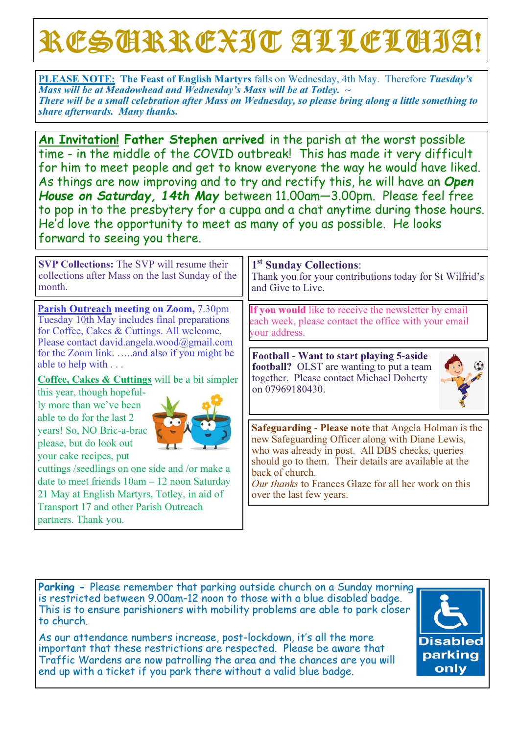# RESURREXIT ALLELUIA!

**PLEASE NOTE: The Feast of English Martyrs** falls on Wednesday, 4th May. Therefore ***Tuesday's Mass will be at Meadowhead and Wednesday's Mass will be at Totley.*** ~ ***There will be a small celebration after Mass on Wednesday, so please bring along a little something to share afterwards. Many thanks.***

**An Invitation! Father Stephen arrived** in the parish at the worst possible time - in the middle of the COVID outbreak! This has made it very difficult for him to meet people and get to know everyone the way he would have liked. As things are now improving and to try and rectify this, he will have an ***Open House on Saturday, 14th May*** between 11.00am—3.00pm. Please feel free to pop in to the presbytery for a cuppa and a chat anytime during those hours. He'd love the opportunity to meet as many of you as possible. He looks forward to seeing you there.

**SVP Collections:** The SVP will resume their collections after Mass on the last Sunday of the month.

**Parish Outreach meeting on Zoom,** 7.30pm Tuesday 10th May includes final preparations for Coffee, Cakes & Cuttings. All welcome. Please contact david.angela.wood@gmail.com for the Zoom link. …..and also if you might be able to help with . . .

**Coffee, Cakes & Cuttings** will be a bit simpler this year, though hopefully more than we've been able to do for the last 2 years! So, NO Bric-a-brac please, but do look out your cake recipes, put cuttings /seedlings on one side and /or make a date to meet friends 10am – 12 noon Saturday 21 May at English Martyrs, Totley, in aid of Transport 17 and other Parish Outreach partners. Thank you.

**1st Sunday Collections**: Thank you for your contributions today for St Wilfrid's and Give to Live.

**If you would** like to receive the newsletter by email each week, please contact the office with your email your address.

**Football - Want to start playing 5-aside football?** OLST are wanting to put a team together. Please contact Michael Doherty on 07969180430.

**Safeguarding - Please note** that Angela Holman is the new Safeguarding Officer along with Diane Lewis, who was already in post. All DBS checks, queries should go to them. Their details are available at the back of church.
*Our thanks* to Frances Glaze for all her work on this over the last few years.

**Parking** - Please remember that parking outside church on a Sunday morning is restricted between 9.00am-12 noon to those with a blue disabled badge. This is to ensure parishioners with mobility problems are able to park closer to church.

As our attendance numbers increase, post-lockdown, it's all the more important that these restrictions are respected. Please be aware that Traffic Wardens are now patrolling the area and the chances are you will end up with a ticket if you park there without a valid blue badge.

Disabled parking only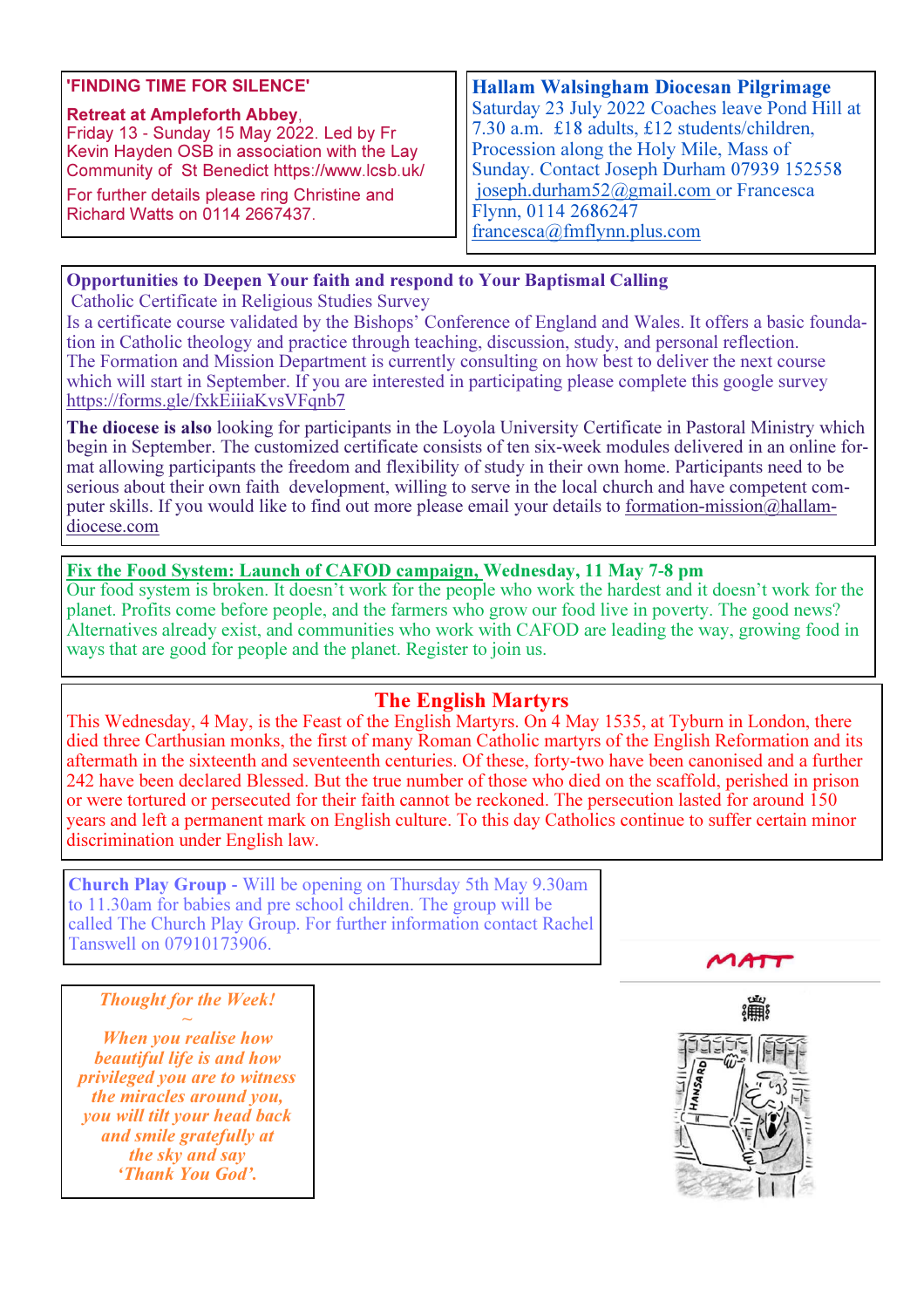## 'FINDING TIME FOR SILENCE'

**Retreat at Ampleforth Abbey**, Friday 13 - Sunday 15 May 2022. Led by Fr Kevin Hayden OSB in association with the Lay Community of St Benedict https://www.lcsb.uk/

For further details please ring Christine and Richard Watts on 0114 2667437.

## Hallam Walsingham Diocesan Pilgrimage

Saturday 23 July 2022 Coaches leave Pond Hill at 7.30 a.m. £18 adults, £12 students/children, Procession along the Holy Mile, Mass of Sunday. Contact Joseph Durham 07939 152558 joseph.durham52@gmail.com or Francesca Flynn, 0114 2686247 francesca@fmflynn.plus.com

## Opportunities to Deepen Your faith and respond to Your Baptismal Calling

Catholic Certificate in Religious Studies Survey

Is a certificate course validated by the Bishops' Conference of England and Wales. It offers a basic foundation in Catholic theology and practice through teaching, discussion, study, and personal reflection.
The Formation and Mission Department is currently consulting on how best to deliver the next course which will start in September. If you are interested in participating please complete this google survey https://forms.gle/fxkEiiiaKvsVFqnb7

**The diocese is also** looking for participants in the Loyola University Certificate in Pastoral Ministry which begin in September. The customized certificate consists of ten six-week modules delivered in an online format allowing participants the freedom and flexibility of study in their own home. Participants need to be serious about their own faith development, willing to serve in the local church and have competent computer skills. If you would like to find out more please email your details to formation-mission@hallam-diocese.com

## Fix the Food System: Launch of CAFOD campaign, Wednesday, 11 May 7-8 pm

Our food system is broken. It doesn't work for the people who work the hardest and it doesn't work for the planet. Profits come before people, and the farmers who grow our food live in poverty. The good news? Alternatives already exist, and communities who work with CAFOD are leading the way, growing food in ways that are good for people and the planet. Register to join us.

## The English Martyrs

This Wednesday, 4 May, is the Feast of the English Martyrs. On 4 May 1535, at Tyburn in London, there died three Carthusian monks, the first of many Roman Catholic martyrs of the English Reformation and its aftermath in the sixteenth and seventeenth centuries. Of these, forty-two have been canonised and a further 242 have been declared Blessed. But the true number of those who died on the scaffold, perished in prison or were tortured or persecuted for their faith cannot be reckoned. The persecution lasted for around 150 years and left a permanent mark on English culture. To this day Catholics continue to suffer certain minor discrimination under English law.

**Church Play Group** - Will be opening on Thursday 5th May 9.30am to 11.30am for babies and pre school children. The group will be called The Church Play Group. For further information contact Rachel Tanswell on 07910173906.

*Thought for the Week!*

*~*

*When you realise how beautiful life is and how privileged you are to witness the miracles around you, you will tilt your head back and smile gratefully at the sky and say 'Thank You God'.*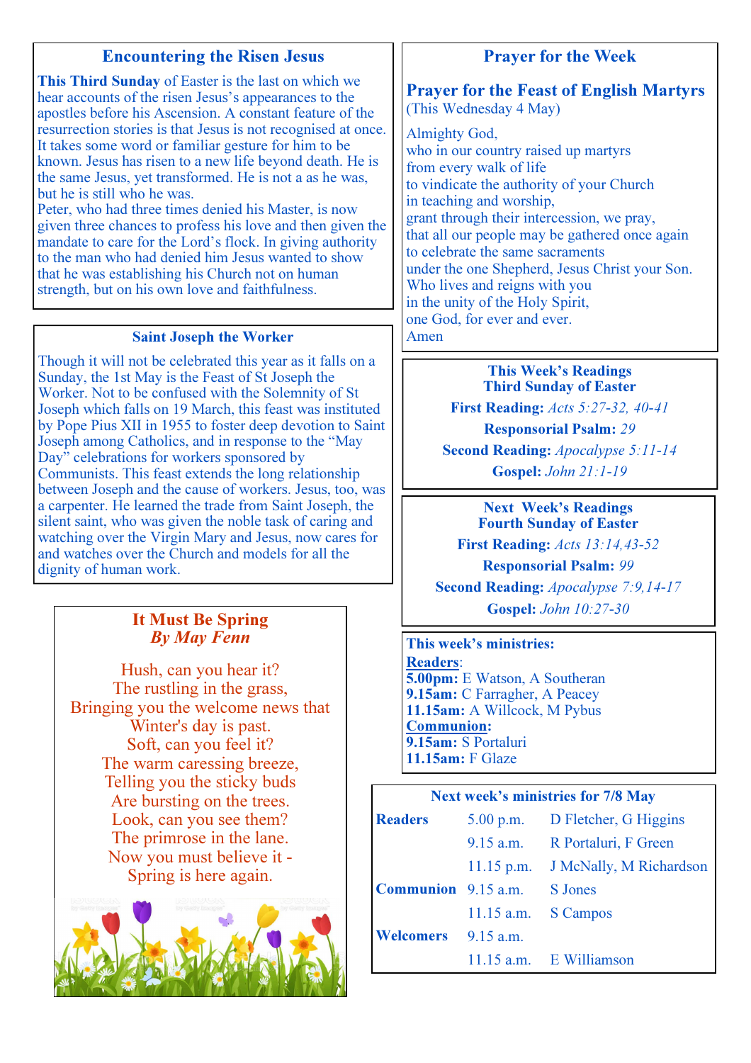## Encountering the Risen Jesus

**This Third Sunday** of Easter is the last on which we hear accounts of the risen Jesus's appearances to the apostles before his Ascension. A constant feature of the resurrection stories is that Jesus is not recognised at once. It takes some word or familiar gesture for him to be known. Jesus has risen to a new life beyond death. He is the same Jesus, yet transformed. He is not a as he was, but he is still who he was.

Peter, who had three times denied his Master, is now given three chances to profess his love and then given the mandate to care for the Lord's flock. In giving authority to the man who had denied him Jesus wanted to show that he was establishing his Church not on human strength, but on his own love and faithfulness.

## Saint Joseph the Worker

Though it will not be celebrated this year as it falls on a Sunday, the 1st May is the Feast of St Joseph the Worker. Not to be confused with the Solemnity of St Joseph which falls on 19 March, this feast was instituted by Pope Pius XII in 1955 to foster deep devotion to Saint Joseph among Catholics, and in response to the "May Day" celebrations for workers sponsored by Communists. This feast extends the long relationship between Joseph and the cause of workers. Jesus, too, was a carpenter. He learned the trade from Saint Joseph, the silent saint, who was given the noble task of caring and watching over the Virgin Mary and Jesus, now cares for and watches over the Church and models for all the dignity of human work.

## It Must Be Spring
### *By May Fenn*

Hush, can you hear it?
The rustling in the grass,
Bringing you the welcome news that
Winter's day is past.
Soft, can you feel it?
The warm caressing breeze,
Telling you the sticky buds
Are bursting on the trees.
Look, can you see them?
The primrose in the lane.
Now you must believe it -
Spring is here again.

## Prayer for the Week

### Prayer for the Feast of English Martyrs
(This Wednesday 4 May)

Almighty God,
who in our country raised up martyrs
from every walk of life
to vindicate the authority of your Church
in teaching and worship,
grant through their intercession, we pray,
that all our people may be gathered once again
to celebrate the same sacraments
under the one Shepherd, Jesus Christ your Son.
Who lives and reigns with you
in the unity of the Holy Spirit,
one God, for ever and ever.
Amen

### This Week's Readings
### Third Sunday of Easter

**First Reading:** *Acts 5:27-32, 40-41*

**Responsorial Psalm:** *29*

**Second Reading:** *Apocalypse 5:11-14*

**Gospel:** *John 21:1-19*

### Next Week's Readings
### Fourth Sunday of Easter

**First Reading:** *Acts 13:14,43-52*

**Responsorial Psalm:** *99*

**Second Reading:** *Apocalypse 7:9,14-17*

**Gospel:** *John 10:27-30*

**This week's ministries:**

**Readers**:
**5.00pm:** E Watson, A Southeran
**9.15am:** C Farragher, A Peacey
**11.15am:** A Willcock, M Pybus
**Communion:**
**9.15am:** S Portaluri
**11.15am:** F Glaze

**Next week's ministries for 7/8 May**

| | | |
|---|---|---|
| **Readers** | 5.00 p.m. | D Fletcher, G Higgins |
| | 9.15 a.m. | R Portaluri, F Green |
| | 11.15 p.m. | J McNally, M Richardson |
| **Communion** | 9.15 a.m. | S Jones |
| | 11.15 a.m. | S Campos |
| **Welcomers** | 9.15 a.m. | |
| | 11.15 a.m. | E Williamson |